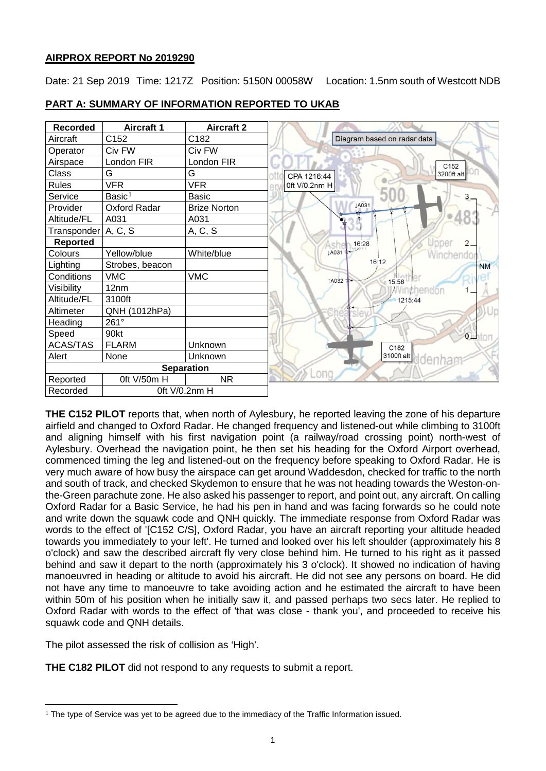## AIRPROX REPORT No 2019290

Date: 21 Sep 2019 Time: 1217Z Position: 5150N 00058W Location: 1.5nm south of Westcott NDB

## PART A: SUMMARY OF INFORMATION REPORTED TO UKAB

| Recorded | Aircraft 1 | Aircraft 2 |
|---|---|---|
| Aircraft | C152 | C182 |
| Operator | Civ FW | Civ FW |
| Airspace | London FIR | London FIR |
| Class | G | G |
| Rules | VFR | VFR |
| Service | Basic[1] | Basic |
| Provider | Oxford Radar | Brize Norton |
| Altitude/FL | A031 | A031 |
| Transponder | A, C, S | A, C, S |
| **Reported** | | |
| Colours | Yellow/blue | White/blue |
| Lighting | Strobes, beacon | |
| Conditions | VMC | VMC |
| Visibility | 12nm | |
| Altitude/FL | 3100ft | |
| Altimeter | QNH (1012hPa) | |
| Heading | 261° | |
| Speed | 90kt | |
| ACAS/TAS | FLARM | Unknown |
| Alert | None | Unknown |
| **Separation** | | |
| Reported | 0ft V/50m H | NR |
| Recorded | 0ft V/0.2nm H | |

Diagram based on radar data

**THE C152 PILOT** reports that, when north of Aylesbury, he reported leaving the zone of his departure airfield and changed to Oxford Radar. He changed frequency and listened-out while climbing to 3100ft and aligning himself with his first navigation point (a railway/road crossing point) north-west of Aylesbury. Overhead the navigation point, he then set his heading for the Oxford Airport overhead, commenced timing the leg and listened-out on the frequency before speaking to Oxford Radar. He is very much aware of how busy the airspace can get around Waddesdon, checked for traffic to the north and south of track, and checked Skydemon to ensure that he was not heading towards the Weston-on-the-Green parachute zone. He also asked his passenger to report, and point out, any aircraft. On calling Oxford Radar for a Basic Service, he had his pen in hand and was facing forwards so he could note and write down the squawk code and QNH quickly. The immediate response from Oxford Radar was words to the effect of '[C152 C/S], Oxford Radar, you have an aircraft reporting your altitude headed towards you immediately to your left'. He turned and looked over his left shoulder (approximately his 8 o'clock) and saw the described aircraft fly very close behind him. He turned to his right as it passed behind and saw it depart to the north (approximately his 3 o'clock). It showed no indication of having manoeuvred in heading or altitude to avoid his aircraft. He did not see any persons on board. He did not have any time to manoeuvre to take avoiding action and he estimated the aircraft to have been within 50m of his position when he initially saw it, and passed perhaps two secs later. He replied to Oxford Radar with words to the effect of 'that was close - thank you', and proceeded to receive his squawk code and QNH details.

The pilot assessed the risk of collision as 'High'.

**THE C182 PILOT** did not respond to any requests to submit a report.

[1] The type of Service was yet to be agreed due to the immediacy of the Traffic Information issued.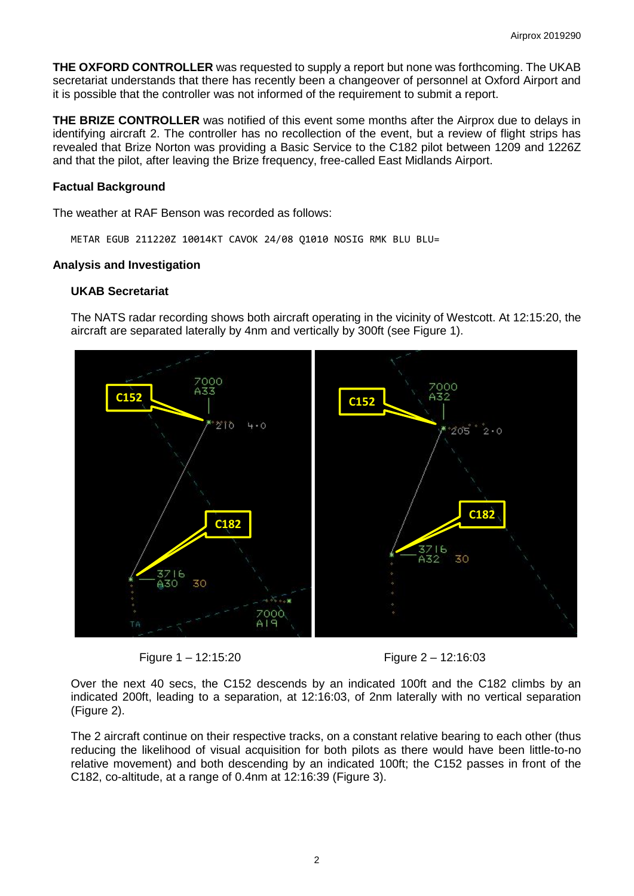**THE OXFORD CONTROLLER** was requested to supply a report but none was forthcoming. The UKAB secretariat understands that there has recently been a changeover of personnel at Oxford Airport and it is possible that the controller was not informed of the requirement to submit a report.

**THE BRIZE CONTROLLER** was notified of this event some months after the Airprox due to delays in identifying aircraft 2. The controller has no recollection of the event, but a review of flight strips has revealed that Brize Norton was providing a Basic Service to the C182 pilot between 1209 and 1226Z and that the pilot, after leaving the Brize frequency, free-called East Midlands Airport.

### Factual Background

The weather at RAF Benson was recorded as follows:

```
METAR EGUB 211220Z 10014KT CAVOK 24/08 Q1010 NOSIG RMK BLU BLU=
```

### Analysis and Investigation

#### UKAB Secretariat

The NATS radar recording shows both aircraft operating in the vicinity of Westcott. At 12:15:20, the aircraft are separated laterally by 4nm and vertically by 300ft (see Figure 1).

Figure 1 – 12:15:20

Figure 2 – 12:16:03

Over the next 40 secs, the C152 descends by an indicated 100ft and the C182 climbs by an indicated 200ft, leading to a separation, at 12:16:03, of 2nm laterally with no vertical separation (Figure 2).

The 2 aircraft continue on their respective tracks, on a constant relative bearing to each other (thus reducing the likelihood of visual acquisition for both pilots as there would have been little-to-no relative movement) and both descending by an indicated 100ft; the C152 passes in front of the C182, co-altitude, at a range of 0.4nm at 12:16:39 (Figure 3).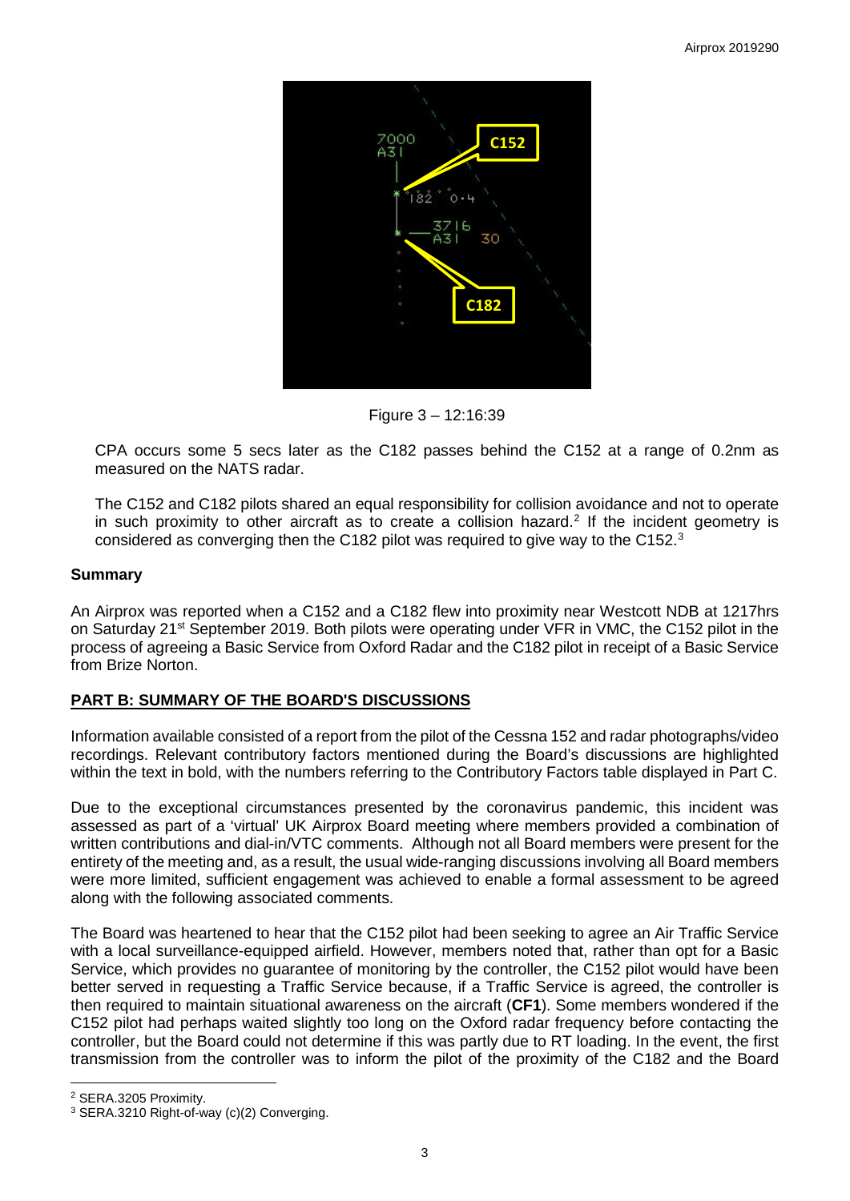Figure 3 – 12:16:39

CPA occurs some 5 secs later as the C182 passes behind the C152 at a range of 0.2nm as measured on the NATS radar.

The C152 and C182 pilots shared an equal responsibility for collision avoidance and not to operate in such proximity to other aircraft as to create a collision hazard.[2] If the incident geometry is considered as converging then the C182 pilot was required to give way to the C152.[3]

## Summary

An Airprox was reported when a C152 and a C182 flew into proximity near Westcott NDB at 1217hrs on Saturday 21st September 2019. Both pilots were operating under VFR in VMC, the C152 pilot in the process of agreeing a Basic Service from Oxford Radar and the C182 pilot in receipt of a Basic Service from Brize Norton.

## PART B: SUMMARY OF THE BOARD'S DISCUSSIONS

Information available consisted of a report from the pilot of the Cessna 152 and radar photographs/video recordings. Relevant contributory factors mentioned during the Board's discussions are highlighted within the text in bold, with the numbers referring to the Contributory Factors table displayed in Part C.

Due to the exceptional circumstances presented by the coronavirus pandemic, this incident was assessed as part of a 'virtual' UK Airprox Board meeting where members provided a combination of written contributions and dial-in/VTC comments. Although not all Board members were present for the entirety of the meeting and, as a result, the usual wide-ranging discussions involving all Board members were more limited, sufficient engagement was achieved to enable a formal assessment to be agreed along with the following associated comments.

The Board was heartened to hear that the C152 pilot had been seeking to agree an Air Traffic Service with a local surveillance-equipped airfield. However, members noted that, rather than opt for a Basic Service, which provides no guarantee of monitoring by the controller, the C152 pilot would have been better served in requesting a Traffic Service because, if a Traffic Service is agreed, the controller is then required to maintain situational awareness on the aircraft (**CF1**). Some members wondered if the C152 pilot had perhaps waited slightly too long on the Oxford radar frequency before contacting the controller, but the Board could not determine if this was partly due to RT loading. In the event, the first transmission from the controller was to inform the pilot of the proximity of the C182 and the Board

[2] SERA.3205 Proximity.

[3] SERA.3210 Right-of-way (c)(2) Converging.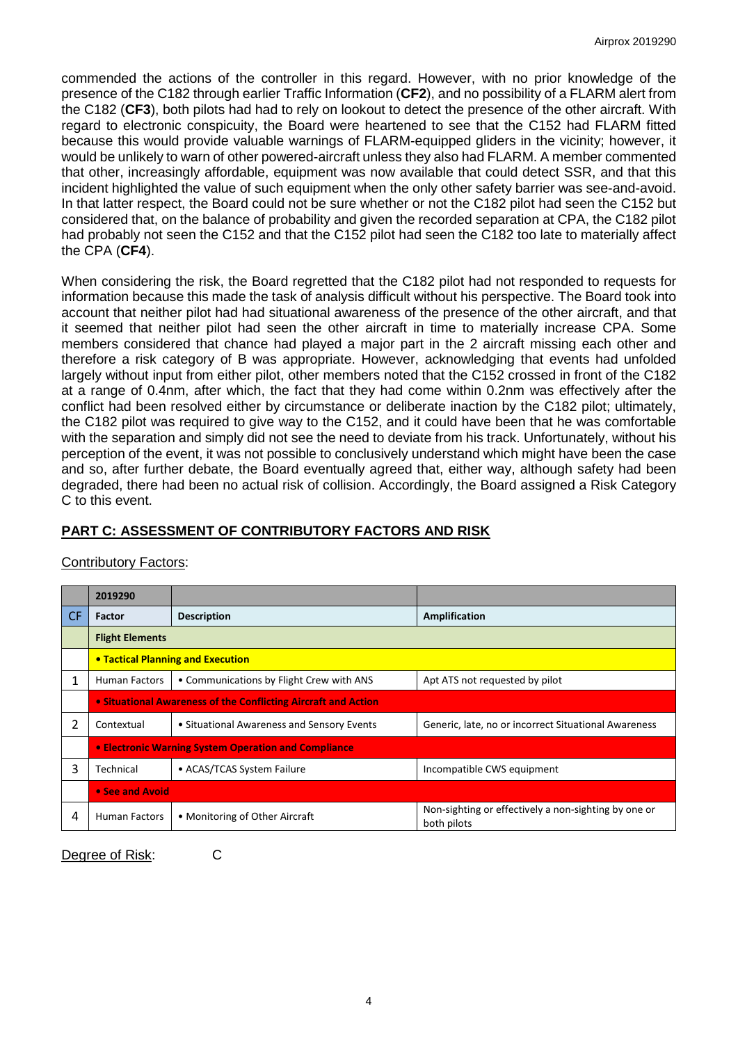commended the actions of the controller in this regard. However, with no prior knowledge of the presence of the C182 through earlier Traffic Information (**CF2**), and no possibility of a FLARM alert from the C182 (**CF3**), both pilots had had to rely on lookout to detect the presence of the other aircraft. With regard to electronic conspicuity, the Board were heartened to see that the C152 had FLARM fitted because this would provide valuable warnings of FLARM-equipped gliders in the vicinity; however, it would be unlikely to warn of other powered-aircraft unless they also had FLARM. A member commented that other, increasingly affordable, equipment was now available that could detect SSR, and that this incident highlighted the value of such equipment when the only other safety barrier was see-and-avoid. In that latter respect, the Board could not be sure whether or not the C182 pilot had seen the C152 but considered that, on the balance of probability and given the recorded separation at CPA, the C182 pilot had probably not seen the C152 and that the C152 pilot had seen the C182 too late to materially affect the CPA (**CF4**).

When considering the risk, the Board regretted that the C182 pilot had not responded to requests for information because this made the task of analysis difficult without his perspective. The Board took into account that neither pilot had had situational awareness of the presence of the other aircraft, and that it seemed that neither pilot had seen the other aircraft in time to materially increase CPA. Some members considered that chance had played a major part in the 2 aircraft missing each other and therefore a risk category of B was appropriate. However, acknowledging that events had unfolded largely without input from either pilot, other members noted that the C152 crossed in front of the C182 at a range of 0.4nm, after which, the fact that they had come within 0.2nm was effectively after the conflict had been resolved either by circumstance or deliberate inaction by the C182 pilot; ultimately, the C182 pilot was required to give way to the C152, and it could have been that he was comfortable with the separation and simply did not see the need to deviate from his track. Unfortunately, without his perception of the event, it was not possible to conclusively understand which might have been the case and so, after further debate, the Board eventually agreed that, either way, although safety had been degraded, there had been no actual risk of collision. Accordingly, the Board assigned a Risk Category C to this event.

## PART C: ASSESSMENT OF CONTRIBUTORY FACTORS AND RISK

Contributory Factors:

| | 2019290 | | |
|---|---|---|---|
| CF | Factor | Description | Amplification |
| | **Flight Elements** | | |
| | **• Tactical Planning and Execution** | | |
| 1 | Human Factors | • Communications by Flight Crew with ANS | Apt ATS not requested by pilot |
| | **• Situational Awareness of the Conflicting Aircraft and Action** | | |
| 2 | Contextual | • Situational Awareness and Sensory Events | Generic, late, no or incorrect Situational Awareness |
| | **• Electronic Warning System Operation and Compliance** | | |
| 3 | Technical | • ACAS/TCAS System Failure | Incompatible CWS equipment |
| | **• See and Avoid** | | |
| 4 | Human Factors | • Monitoring of Other Aircraft | Non-sighting or effectively a non-sighting by one or both pilots |

Degree of Risk: C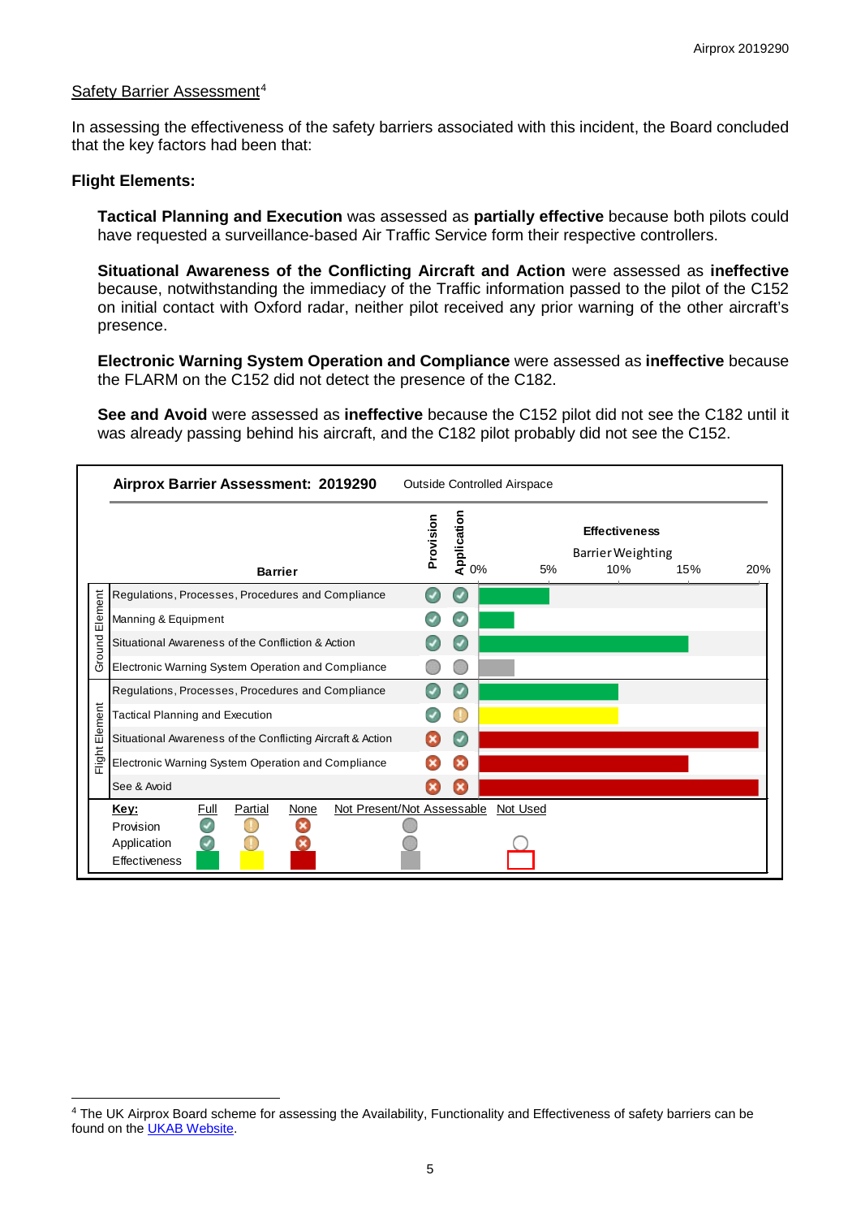Safety Barrier Assessment[4]

In assessing the effectiveness of the safety barriers associated with this incident, the Board concluded that the key factors had been that:

**Flight Elements:**

**Tactical Planning and Execution** was assessed as **partially effective** because both pilots could have requested a surveillance-based Air Traffic Service form their respective controllers.

**Situational Awareness of the Conflicting Aircraft and Action** were assessed as **ineffective** because, notwithstanding the immediacy of the Traffic information passed to the pilot of the C152 on initial contact with Oxford radar, neither pilot received any prior warning of the other aircraft's presence.

**Electronic Warning System Operation and Compliance** were assessed as **ineffective** because the FLARM on the C152 did not detect the presence of the C182.

**See and Avoid** were assessed as **ineffective** because the C152 pilot did not see the C182 until it was already passing behind his aircraft, and the C182 pilot probably did not see the C152.

**Airprox Barrier Assessment: 2019290**

Outside Controlled Airspace

Barrier

Provision

Application

Effectiveness

Barrier Weighting

0%

5%

10%

15%

20%

Ground Element

Regulations, Processes, Procedures and Compliance

Manning & Equipment

Situational Awareness of the Confliction & Action

Electronic Warning System Operation and Compliance

Flight Element

Regulations, Processes, Procedures and Compliance

Tactical Planning and Execution

Situational Awareness of the Conflicting Aircraft & Action

Electronic Warning System Operation and Compliance

See & Avoid

Key: Full Partial None Not Present/Not Assessable Not Used

Provision

Application

Effectiveness

[4] The UK Airprox Board scheme for assessing the Availability, Functionality and Effectiveness of safety barriers can be found on the UKAB Website.